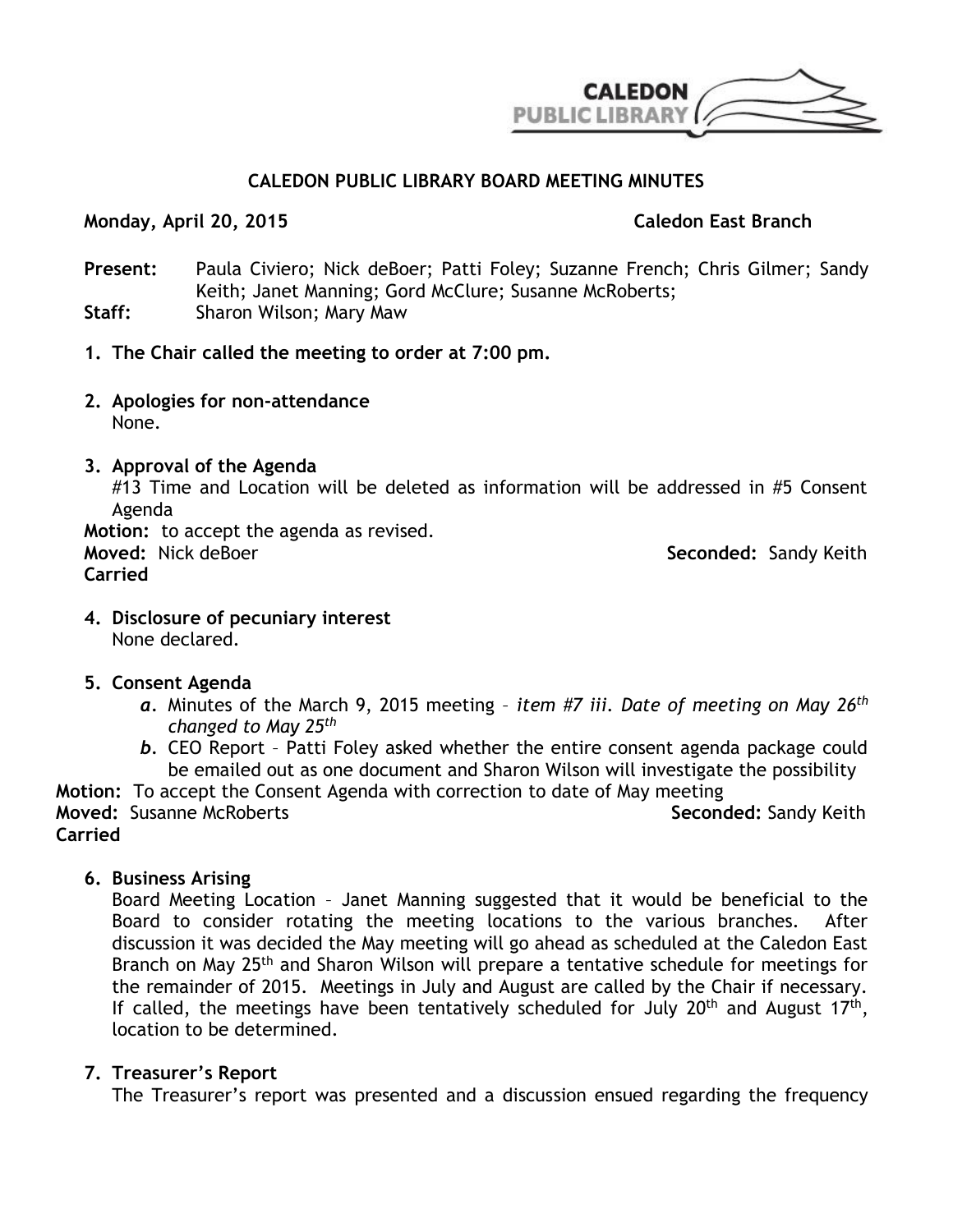# CALEDON PUBLIC LIBRARY BOARD MEETING MINUTES

**Monday, April 20, 2015** **Caledon East Branch**

**Present:** Paula Civiero; Nick deBoer; Patti Foley; Suzanne French; Chris Gilmer; Sandy Keith; Janet Manning; Gord McClure; Susanne McRoberts;
**Staff:** Sharon Wilson; Mary Maw

1. **The Chair called the meeting to order at 7:00 pm.**

2. **Apologies for non-attendance**
   None.

3. **Approval of the Agenda**
   #13 Time and Location will be deleted as information will be addressed in #5 Consent Agenda
   **Motion:** to accept the agenda as revised.
   **Moved:** Nick deBoer **Seconded:** Sandy Keith
   **Carried**

4. **Disclosure of pecuniary interest**
   None declared.

5. **Consent Agenda**
   a. Minutes of the March 9, 2015 meeting – *item #7 iii. Date of meeting on May 26th changed to May 25th*
   b. CEO Report – Patti Foley asked whether the entire consent agenda package could be emailed out as one document and Sharon Wilson will investigate the possibility

**Motion:** To accept the Consent Agenda with correction to date of May meeting
**Moved:** Susanne McRoberts **Seconded:** Sandy Keith
**Carried**

6. **Business Arising**
   Board Meeting Location – Janet Manning suggested that it would be beneficial to the Board to consider rotating the meeting locations to the various branches. After discussion it was decided the May meeting will go ahead as scheduled at the Caledon East Branch on May 25th and Sharon Wilson will prepare a tentative schedule for meetings for the remainder of 2015. Meetings in July and August are called by the Chair if necessary. If called, the meetings have been tentatively scheduled for July 20th and August 17th, location to be determined.

7. **Treasurer's Report**
   The Treasurer's report was presented and a discussion ensued regarding the frequency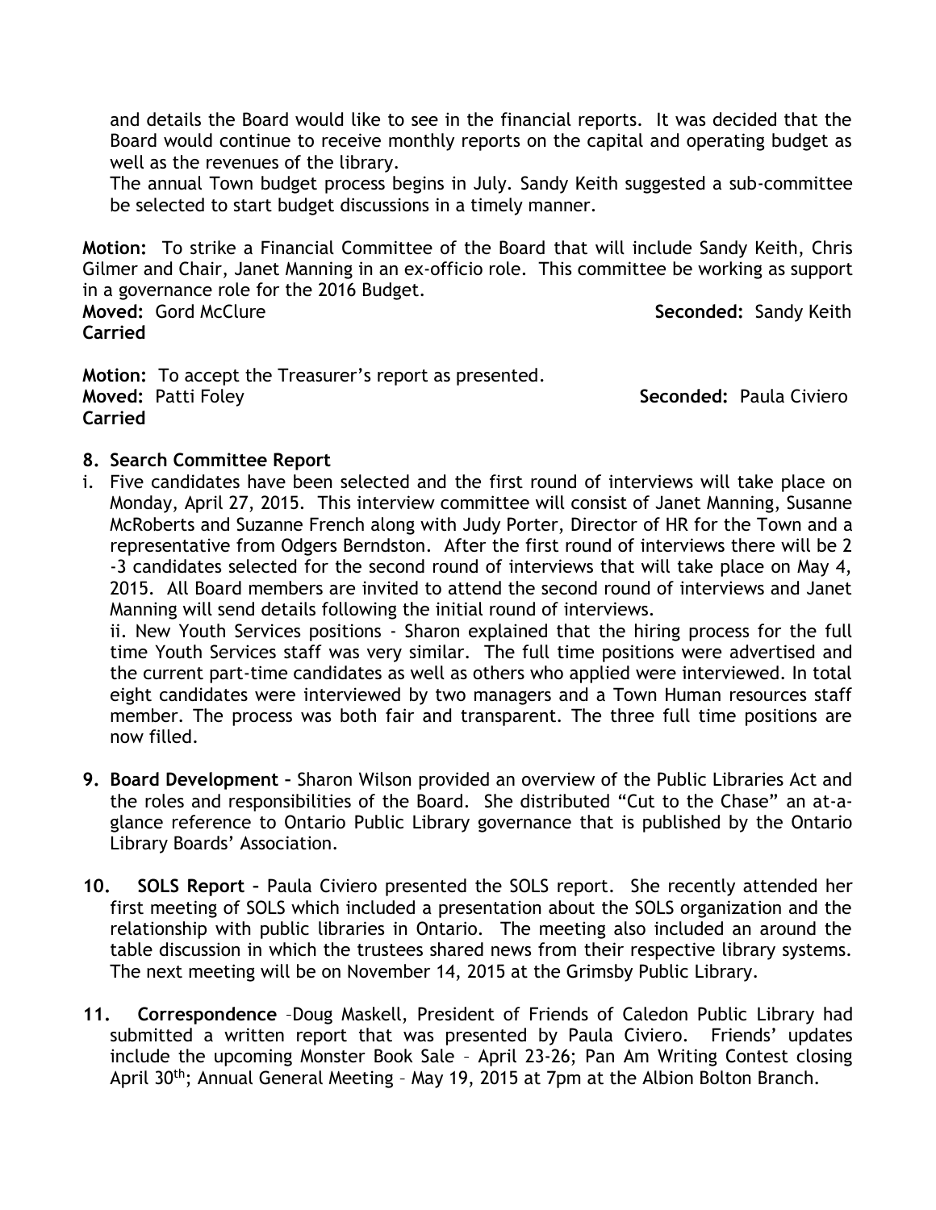and details the Board would like to see in the financial reports. It was decided that the Board would continue to receive monthly reports on the capital and operating budget as well as the revenues of the library.

The annual Town budget process begins in July. Sandy Keith suggested a sub-committee be selected to start budget discussions in a timely manner.

**Motion:** To strike a Financial Committee of the Board that will include Sandy Keith, Chris Gilmer and Chair, Janet Manning in an ex-officio role. This committee be working as support in a governance role for the 2016 Budget.
**Moved:** Gord McClure **Seconded:** Sandy Keith
**Carried**

**Motion:** To accept the Treasurer's report as presented.
**Moved:** Patti Foley **Seconded:** Paula Civiero
**Carried**

**8. Search Committee Report**

i. Five candidates have been selected and the first round of interviews will take place on Monday, April 27, 2015. This interview committee will consist of Janet Manning, Susanne McRoberts and Suzanne French along with Judy Porter, Director of HR for the Town and a representative from Odgers Berndston. After the first round of interviews there will be 2 -3 candidates selected for the second round of interviews that will take place on May 4, 2015. All Board members are invited to attend the second round of interviews and Janet Manning will send details following the initial round of interviews.

ii. New Youth Services positions - Sharon explained that the hiring process for the full time Youth Services staff was very similar. The full time positions were advertised and the current part-time candidates as well as others who applied were interviewed. In total eight candidates were interviewed by two managers and a Town Human resources staff member. The process was both fair and transparent. The three full time positions are now filled.

**9. Board Development –** Sharon Wilson provided an overview of the Public Libraries Act and the roles and responsibilities of the Board. She distributed "Cut to the Chase" an at-a-glance reference to Ontario Public Library governance that is published by the Ontario Library Boards' Association.

**10. SOLS Report –** Paula Civiero presented the SOLS report. She recently attended her first meeting of SOLS which included a presentation about the SOLS organization and the relationship with public libraries in Ontario. The meeting also included an around the table discussion in which the trustees shared news from their respective library systems. The next meeting will be on November 14, 2015 at the Grimsby Public Library.

**11. Correspondence** –Doug Maskell, President of Friends of Caledon Public Library had submitted a written report that was presented by Paula Civiero. Friends' updates include the upcoming Monster Book Sale – April 23-26; Pan Am Writing Contest closing April 30th; Annual General Meeting – May 19, 2015 at 7pm at the Albion Bolton Branch.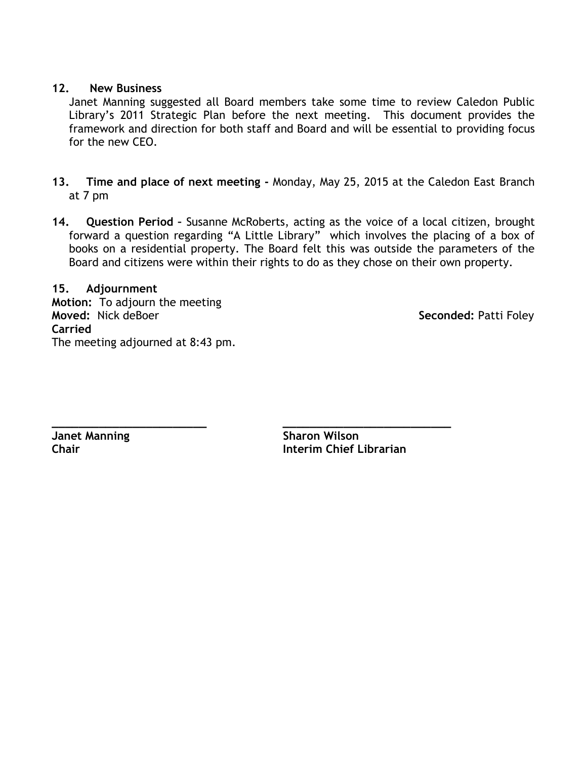**12. New Business**

Janet Manning suggested all Board members take some time to review Caledon Public Library's 2011 Strategic Plan before the next meeting. This document provides the framework and direction for both staff and Board and will be essential to providing focus for the new CEO.

**13. Time and place of next meeting -** Monday, May 25, 2015 at the Caledon East Branch at 7 pm

**14. Question Period –** Susanne McRoberts, acting as the voice of a local citizen, brought forward a question regarding "A Little Library" which involves the placing of a box of books on a residential property. The Board felt this was outside the parameters of the Board and citizens were within their rights to do as they chose on their own property.

**15. Adjournment**

**Motion:** To adjourn the meeting
**Moved:** Nick deBoer **Seconded:** Patti Foley
**Carried**
The meeting adjourned at 8:43 pm.

\_\_\_\_\_\_\_\_\_\_\_\_\_\_\_\_\_\_\_\_\_\_\_\_\_\_
**Janet Manning**
**Chair**

\_\_\_\_\_\_\_\_\_\_\_\_\_\_\_\_\_\_\_\_\_\_\_\_\_\_\_\_
**Sharon Wilson**
**Interim Chief Librarian**